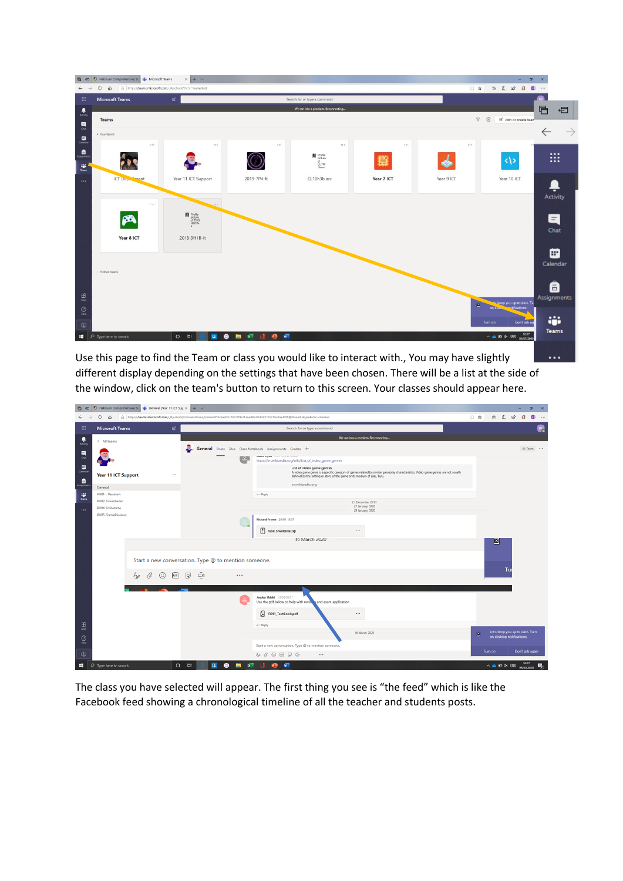Use this page to find the Team or class you would like to interact with., You may have slightly different display depending on the settings that have been chosen. There will be a list at the side of the window, click on the team's button to return to this screen. Your classes should appear here.

The class you have selected will appear. The first thing you see is "the feed" which is like the Facebook feed showing a chronological timeline of all the teacher and students posts.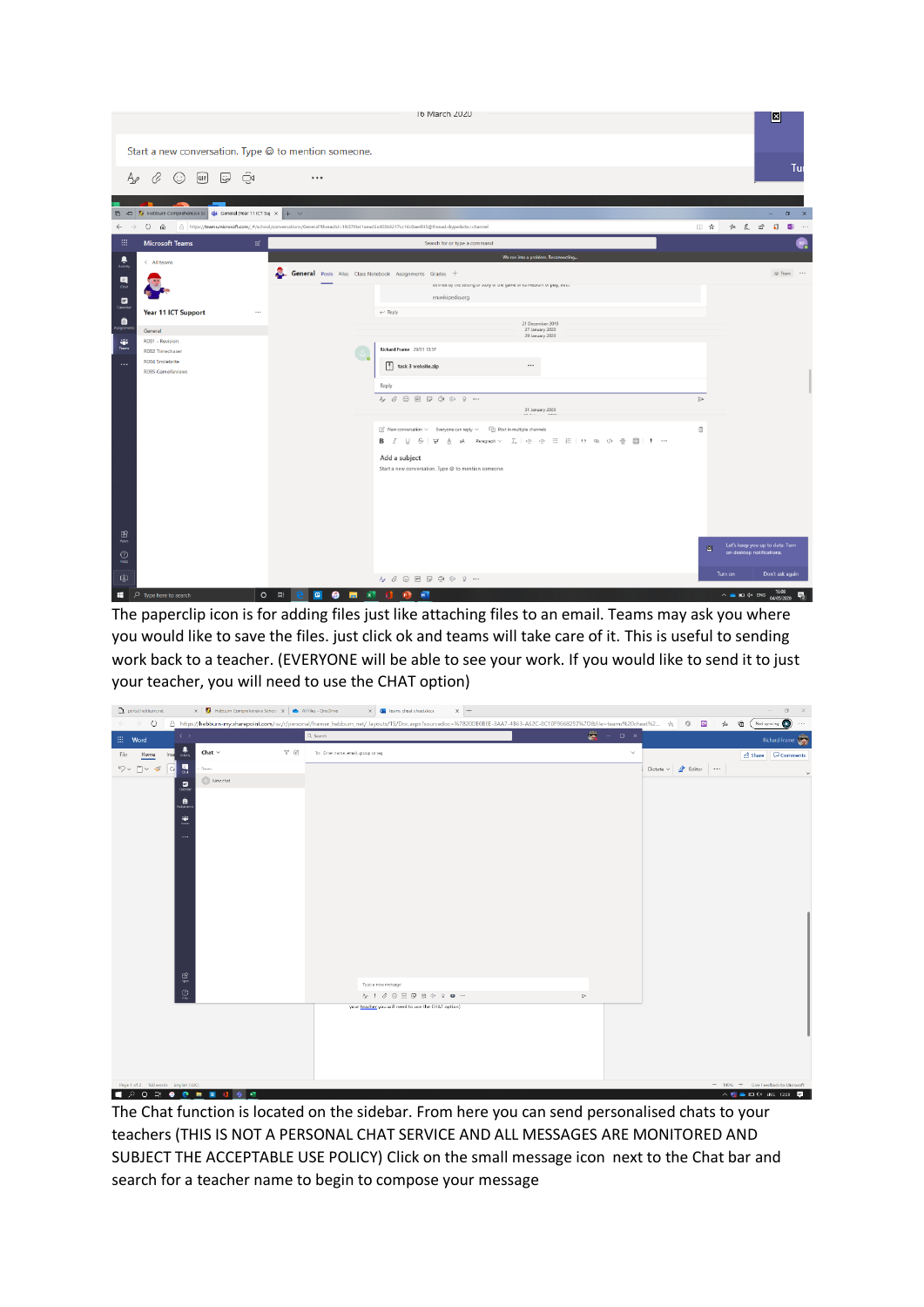The paperclip icon is for adding files just like attaching files to an email. Teams may ask you where you would like to save the files. just click ok and teams will take care of it. This is useful to sending work back to a teacher. (EVERYONE will be able to see your work. If you would like to send it to just your teacher, you will need to use the CHAT option)

The Chat function is located on the sidebar. From here you can send personalised chats to your teachers (THIS IS NOT A PERSONAL CHAT SERVICE AND ALL MESSAGES ARE MONITORED AND SUBJECT THE ACCEPTABLE USE POLICY) Click on the small message icon next to the Chat bar and search for a teacher name to begin to compose your message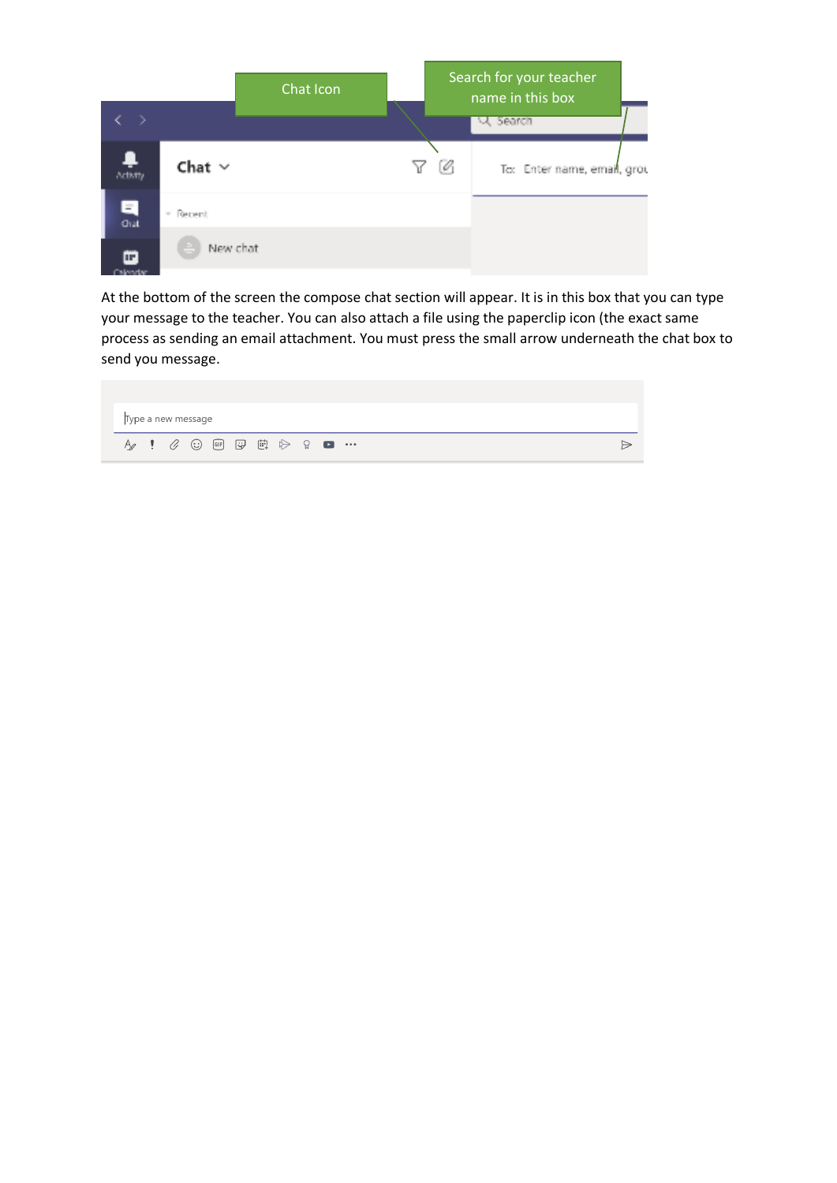At the bottom of the screen the compose chat section will appear. It is in this box that you can type your message to the teacher. You can also attach a file using the paperclip icon (the exact same process as sending an email attachment. You must press the small arrow underneath the chat box to send you message.